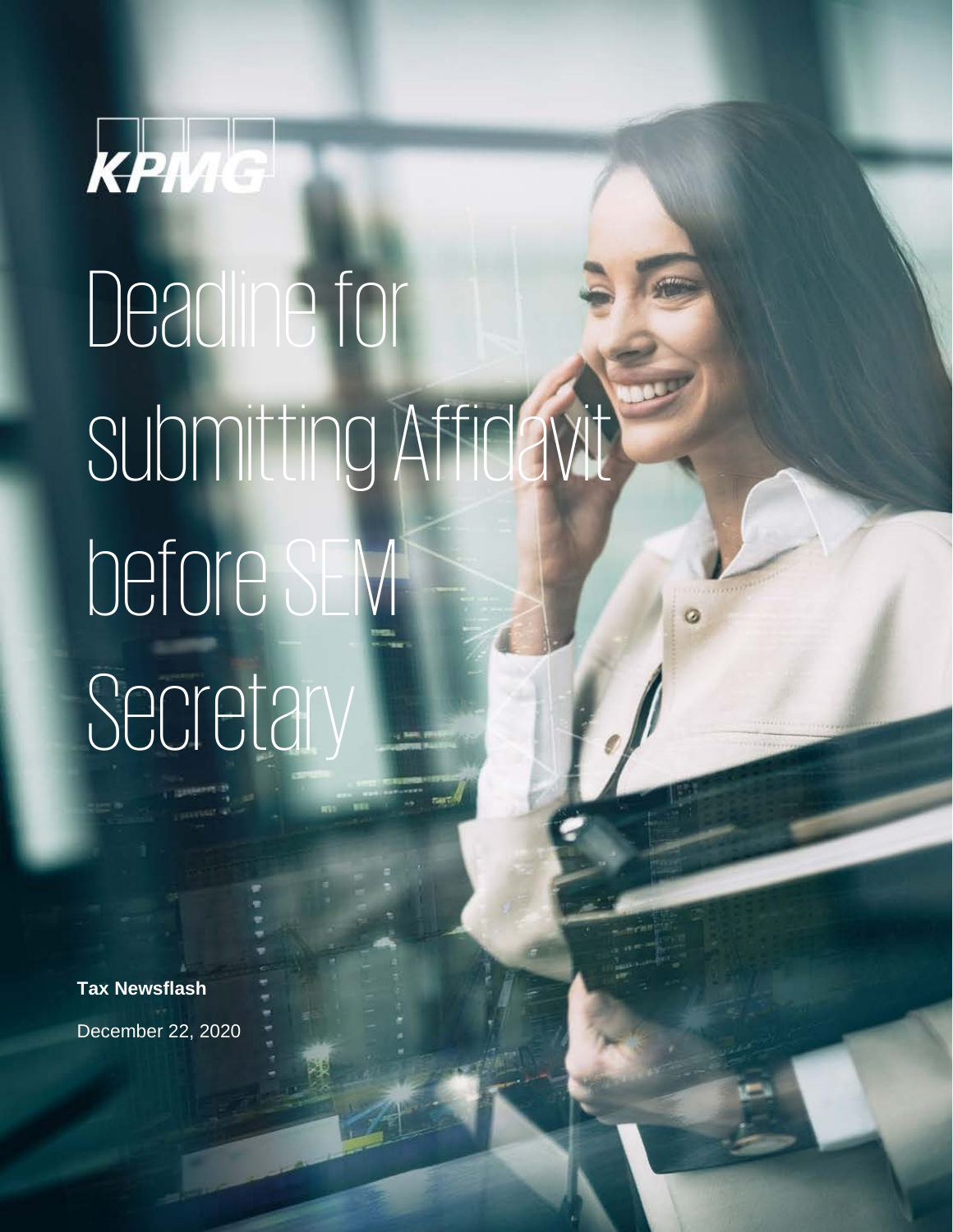KPMG

# Deadline for submitting Affidavit before SEM Secretary

**Tax Newsflash**

December 22, 2020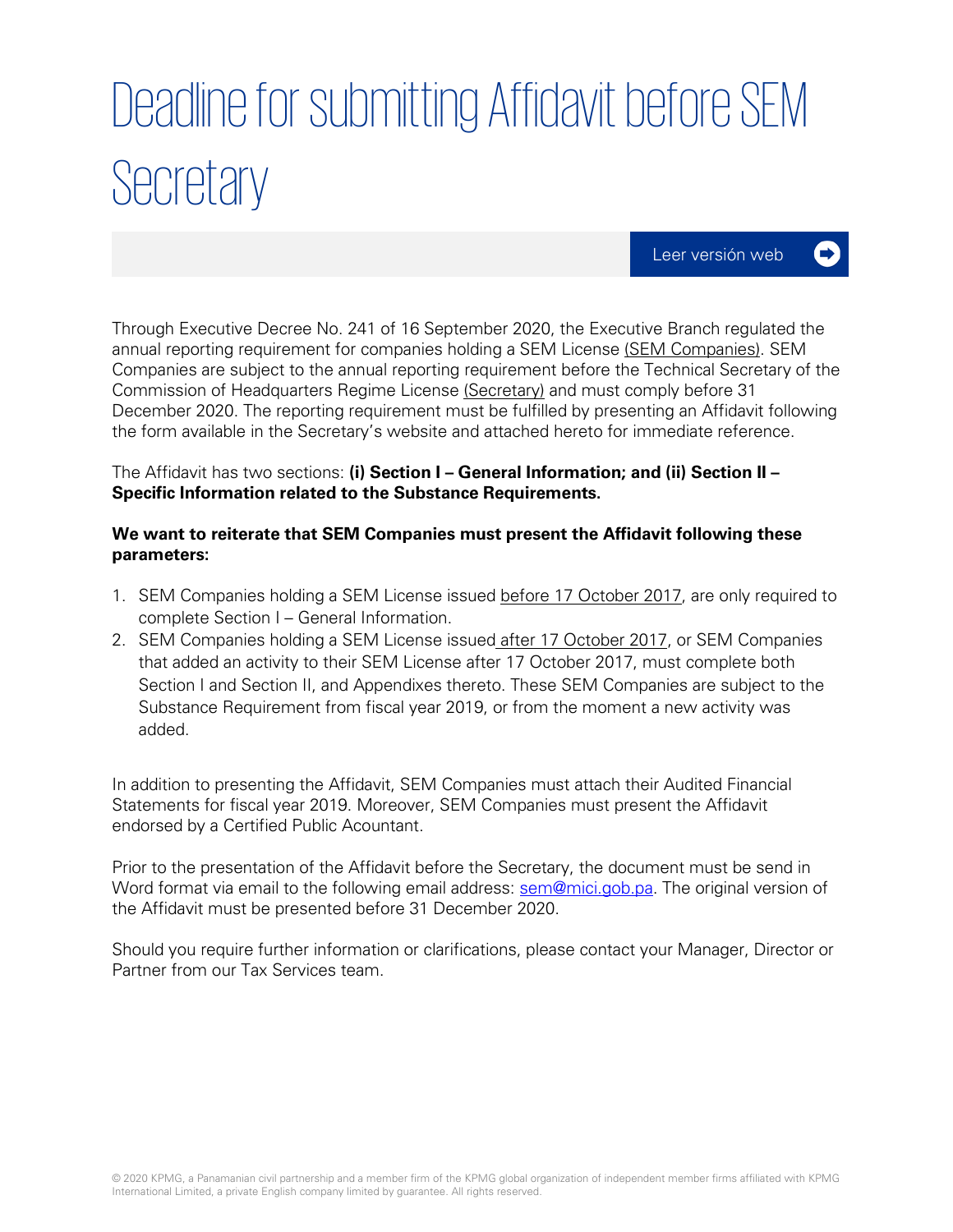# Deadline for submitting Affidavit before SEM Secretary

Leer versión web

Through Executive Decree No. 241 of 16 September 2020, the Executive Branch regulated the annual reporting requirement for companies holding a SEM License (SEM Companies). SEM Companies are subject to the annual reporting requirement before the Technical Secretary of the Commission of Headquarters Regime License (Secretary) and must comply before 31 December 2020. The reporting requirement must be fulfilled by presenting an Affidavit following the form available in the Secretary's website and attached hereto for immediate reference.

The Affidavit has two sections: **(i) Section I – General Information; and (ii) Section II – Specific Information related to the Substance Requirements.**

**We want to reiterate that SEM Companies must present the Affidavit following these parameters:**

1. SEM Companies holding a SEM License issued before 17 October 2017, are only required to complete Section I – General Information.
2. SEM Companies holding a SEM License issued after 17 October 2017, or SEM Companies that added an activity to their SEM License after 17 October 2017, must complete both Section I and Section II, and Appendixes thereto. These SEM Companies are subject to the Substance Requirement from fiscal year 2019, or from the moment a new activity was added.

In addition to presenting the Affidavit, SEM Companies must attach their Audited Financial Statements for fiscal year 2019. Moreover, SEM Companies must present the Affidavit endorsed by a Certified Public Acountant.

Prior to the presentation of the Affidavit before the Secretary, the document must be send in Word format via email to the following email address: sem@mici.gob.pa. The original version of the Affidavit must be presented before 31 December 2020.

Should you require further information or clarifications, please contact your Manager, Director or Partner from our Tax Services team.

© 2020 KPMG, a Panamanian civil partnership and a member firm of the KPMG global organization of independent member firms affiliated with KPMG International Limited, a private English company limited by guarantee. All rights reserved.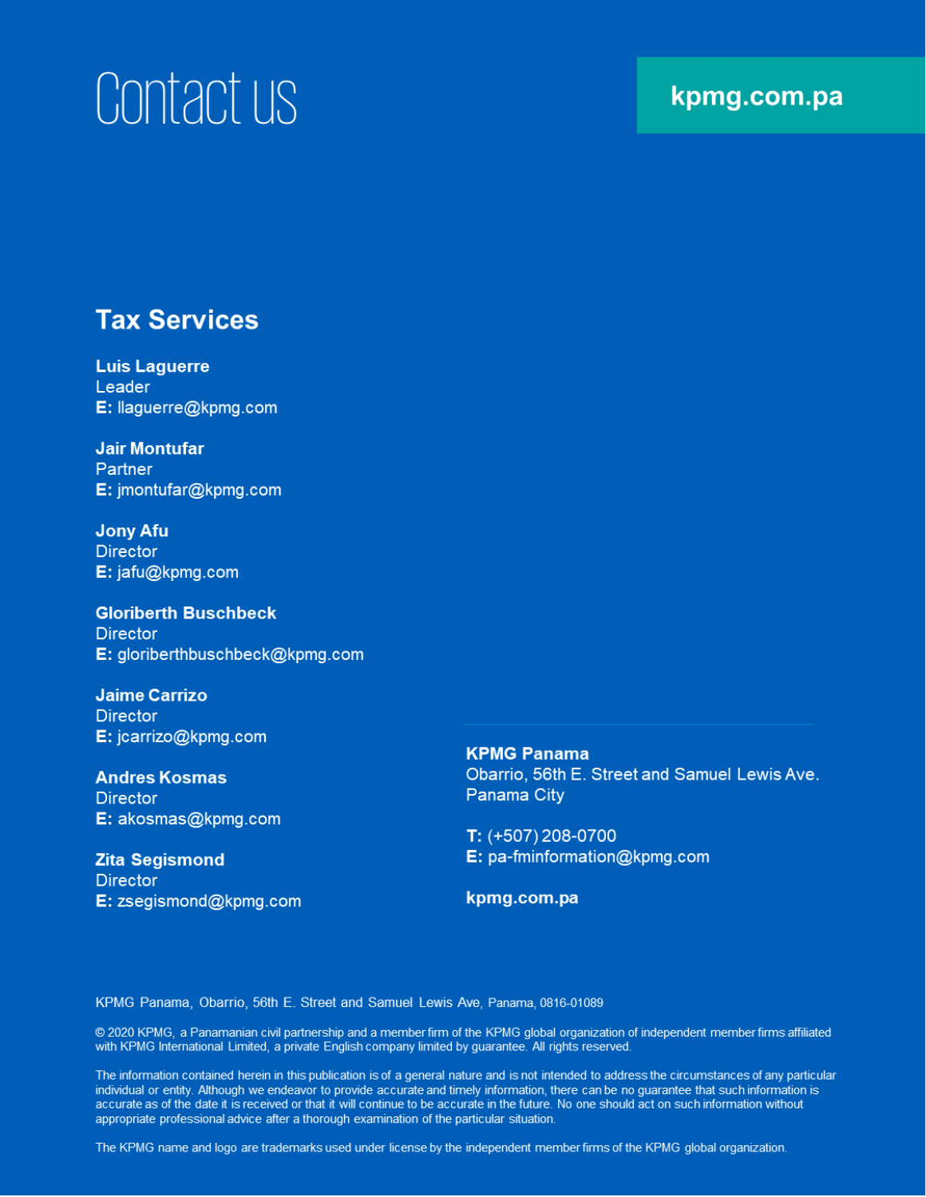# Contact us

**kpmg.com.pa**

## Tax Services

**Luis Laguerre**
Leader
**E:** llaguerre@kpmg.com

**Jair Montufar**
Partner
**E:** jmontufar@kpmg.com

**Jony Afu**
Director
**E:** jafu@kpmg.com

**Gloriberth Buschbeck**
Director
**E:** gloriberthbuschbeck@kpmg.com

**Jaime Carrizo**
Director
**E:** jcarrizo@kpmg.com

**Andres Kosmas**
Director
**E:** akosmas@kpmg.com

**Zita Segismond**
Director
**E:** zsegismond@kpmg.com

**KPMG Panama**
Obarrio, 56th E. Street and Samuel Lewis Ave.
Panama City

**T:** (+507) 208-0700
**E:** pa-fminformation@kpmg.com

**kpmg.com.pa**

KPMG Panama, Obarrio, 56th E. Street and Samuel Lewis Ave, Panama, 0816-01089

© 2020 KPMG, a Panamanian civil partnership and a member firm of the KPMG global organization of independent member firms affiliated with KPMG International Limited, a private English company limited by guarantee. All rights reserved.

The information contained herein in this publication is of a general nature and is not intended to address the circumstances of any particular individual or entity. Although we endeavor to provide accurate and timely information, there can be no guarantee that such information is accurate as of the date it is received or that it will continue to be accurate in the future. No one should act on such information without appropriate professional advice after a thorough examination of the particular situation.

The KPMG name and logo are trademarks used under license by the independent member firms of the KPMG global organization.